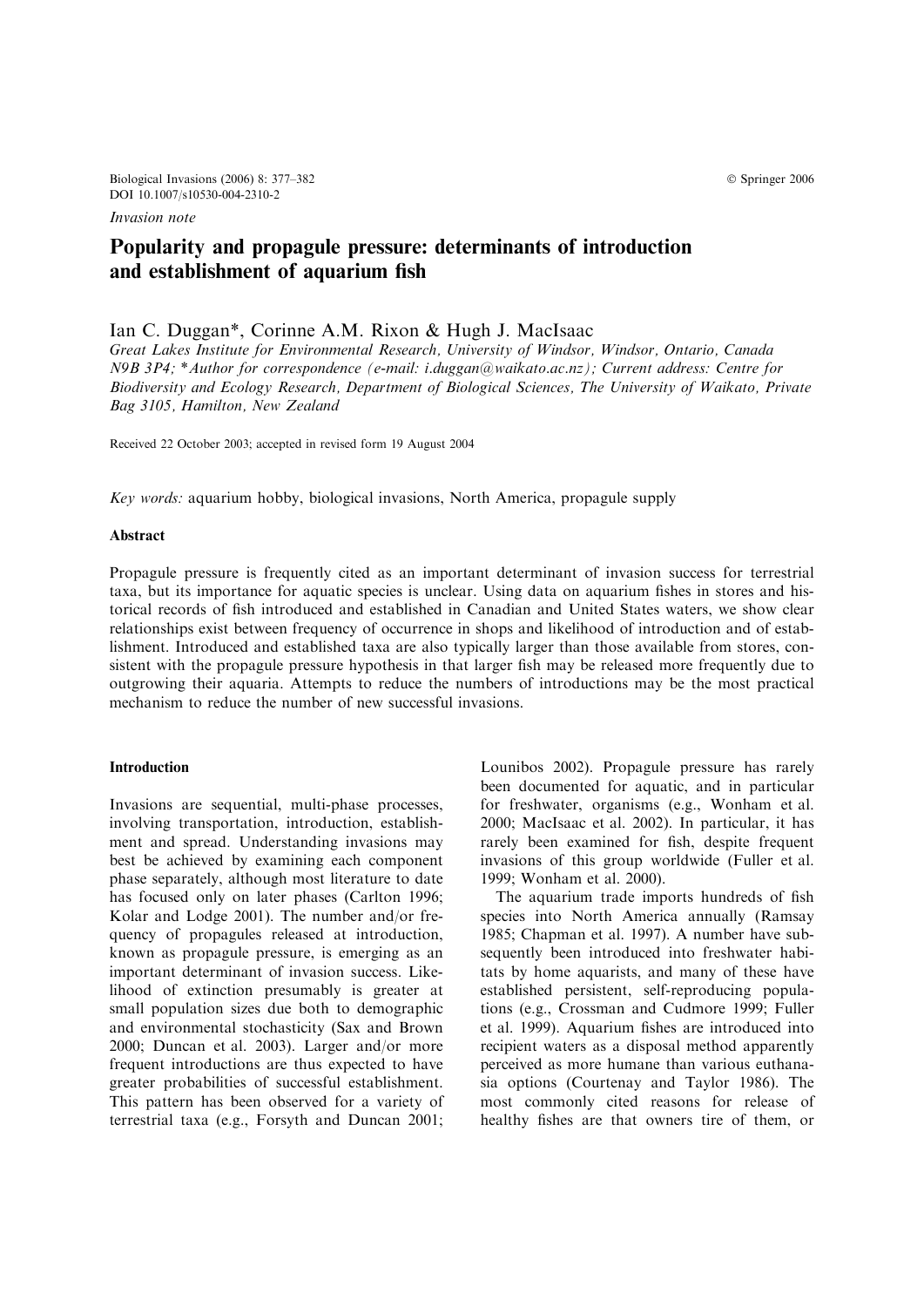*Invasion note*

# Popularity and propagule pressure: determinants of introduction and establishment of aquarium fish

Ian C. Duggan*, Corinne A.M. Rixon & Hugh J. MacIsaac

*Great Lakes Institute for Environmental Research, University of Windsor, Windsor, Ontario, Canada N9B 3P4; \*Author for correspondence (e-mail: i.duggan@waikato.ac.nz); Current address: Centre for Biodiversity and Ecology Research, Department of Biological Sciences, The University of Waikato, Private Bag 3105, Hamilton, New Zealand*

Received 22 October 2003; accepted in revised form 19 August 2004

*Key words:* aquarium hobby, biological invasions, North America, propagule supply

## Abstract

Propagule pressure is frequently cited as an important determinant of invasion success for terrestrial taxa, but its importance for aquatic species is unclear. Using data on aquarium fishes in stores and historical records of fish introduced and established in Canadian and United States waters, we show clear relationships exist between frequency of occurrence in shops and likelihood of introduction and of establishment. Introduced and established taxa are also typically larger than those available from stores, consistent with the propagule pressure hypothesis in that larger fish may be released more frequently due to outgrowing their aquaria. Attempts to reduce the numbers of introductions may be the most practical mechanism to reduce the number of new successful invasions.

## Introduction

Invasions are sequential, multi-phase processes, involving transportation, introduction, establishment and spread. Understanding invasions may best be achieved by examining each component phase separately, although most literature to date has focused only on later phases (Carlton 1996; Kolar and Lodge 2001). The number and/or frequency of propagules released at introduction, known as propagule pressure, is emerging as an important determinant of invasion success. Likelihood of extinction presumably is greater at small population sizes due both to demographic and environmental stochasticity (Sax and Brown 2000; Duncan et al. 2003). Larger and/or more frequent introductions are thus expected to have greater probabilities of successful establishment. This pattern has been observed for a variety of terrestrial taxa (e.g., Forsyth and Duncan 2001; Lounibos 2002). Propagule pressure has rarely been documented for aquatic, and in particular for freshwater, organisms (e.g., Wonham et al. 2000; MacIsaac et al. 2002). In particular, it has rarely been examined for fish, despite frequent invasions of this group worldwide (Fuller et al. 1999; Wonham et al. 2000).

The aquarium trade imports hundreds of fish species into North America annually (Ramsay 1985; Chapman et al. 1997). A number have subsequently been introduced into freshwater habitats by home aquarists, and many of these have established persistent, self-reproducing populations (e.g., Crossman and Cudmore 1999; Fuller et al. 1999). Aquarium fishes are introduced into recipient waters as a disposal method apparently perceived as more humane than various euthanasia options (Courtenay and Taylor 1986). The most commonly cited reasons for release of healthy fishes are that owners tire of them, or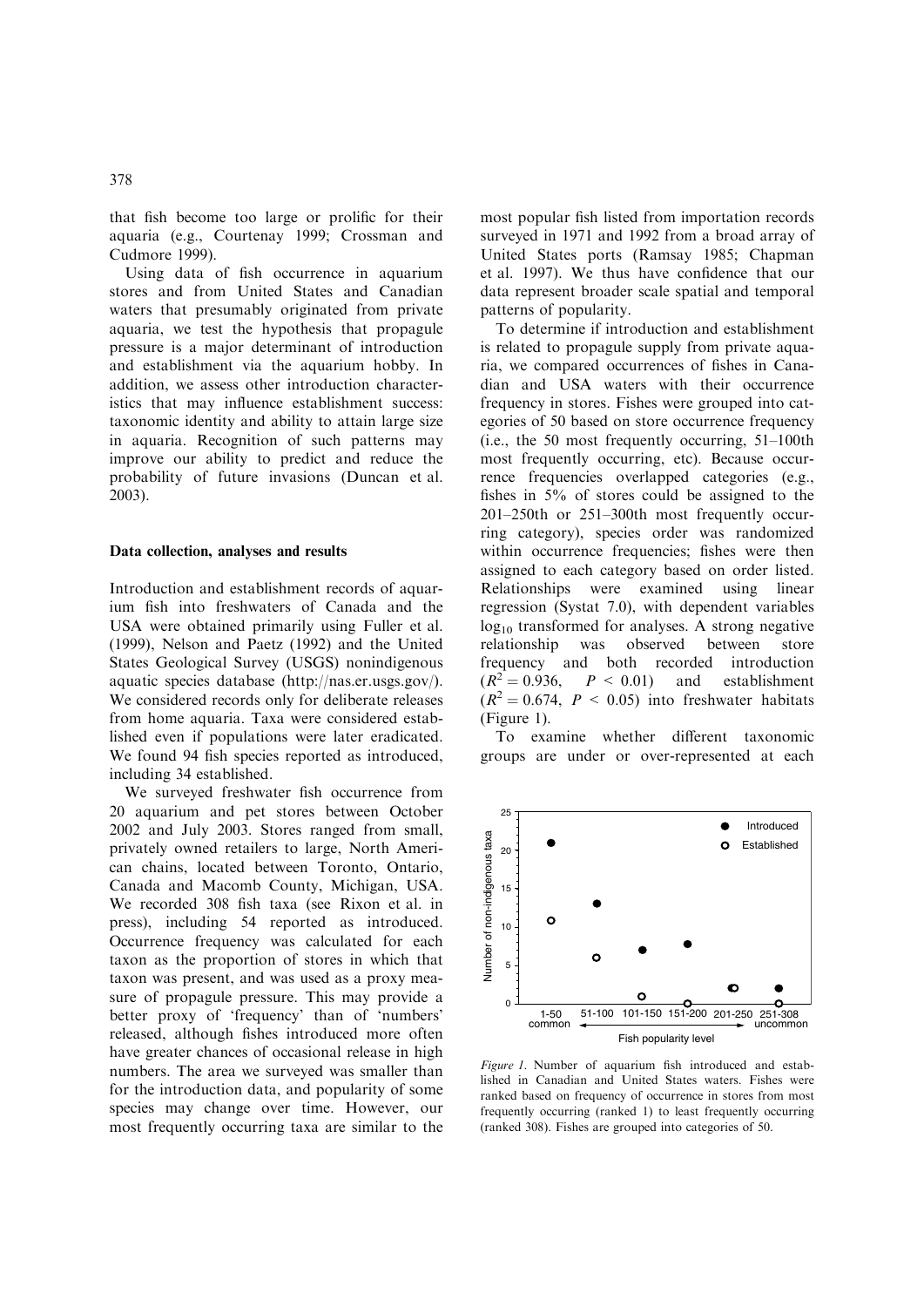that fish become too large or prolific for their aquaria (e.g., Courtenay 1999; Crossman and Cudmore 1999).

Using data of fish occurrence in aquarium stores and from United States and Canadian waters that presumably originated from private aquaria, we test the hypothesis that propagule pressure is a major determinant of introduction and establishment via the aquarium hobby. In addition, we assess other introduction characteristics that may influence establishment success: taxonomic identity and ability to attain large size in aquaria. Recognition of such patterns may improve our ability to predict and reduce the probability of future invasions (Duncan et al. 2003).

## Data collection, analyses and results

Introduction and establishment records of aquarium fish into freshwaters of Canada and the USA were obtained primarily using Fuller et al. (1999), Nelson and Paetz (1992) and the United States Geological Survey (USGS) nonindigenous aquatic species database (http://nas.er.usgs.gov/). We considered records only for deliberate releases from home aquaria. Taxa were considered established even if populations were later eradicated. We found 94 fish species reported as introduced, including 34 established.

We surveyed freshwater fish occurrence from 20 aquarium and pet stores between October 2002 and July 2003. Stores ranged from small, privately owned retailers to large, North American chains, located between Toronto, Ontario, Canada and Macomb County, Michigan, USA. We recorded 308 fish taxa (see Rixon et al. in press), including 54 reported as introduced. Occurrence frequency was calculated for each taxon as the proportion of stores in which that taxon was present, and was used as a proxy measure of propagule pressure. This may provide a better proxy of 'frequency' than of 'numbers' released, although fishes introduced more often have greater chances of occasional release in high numbers. The area we surveyed was smaller than for the introduction data, and popularity of some species may change over time. However, our most frequently occurring taxa are similar to the most popular fish listed from importation records surveyed in 1971 and 1992 from a broad array of United States ports (Ramsay 1985; Chapman et al. 1997). We thus have confidence that our data represent broader scale spatial and temporal patterns of popularity.

To determine if introduction and establishment is related to propagule supply from private aquaria, we compared occurrences of fishes in Canadian and USA waters with their occurrence frequency in stores. Fishes were grouped into categories of 50 based on store occurrence frequency (i.e., the 50 most frequently occurring, 51–100th most frequently occurring, etc). Because occurrence frequencies overlapped categories (e.g., fishes in 5% of stores could be assigned to the 201–250th or 251–300th most frequently occurring category), species order was randomized within occurrence frequencies; fishes were then assigned to each category based on order listed. Relationships were examined using linear regression (Systat 7.0), with dependent variables $\log_{10}$ transformed for analyses. A strong negative relationship was observed between store frequency and both recorded introduction ($R^2 = 0.936$, $P < 0.01$) and establishment ($R^2 = 0.674$, $P < 0.05$) into freshwater habitats (Figure 1).

To examine whether different taxonomic groups are under or over-represented at each

*Figure 1*. Number of aquarium fish introduced and established in Canadian and United States waters. Fishes were ranked based on frequency of occurrence in stores from most frequently occurring (ranked 1) to least frequently occurring (ranked 308). Fishes are grouped into categories of 50.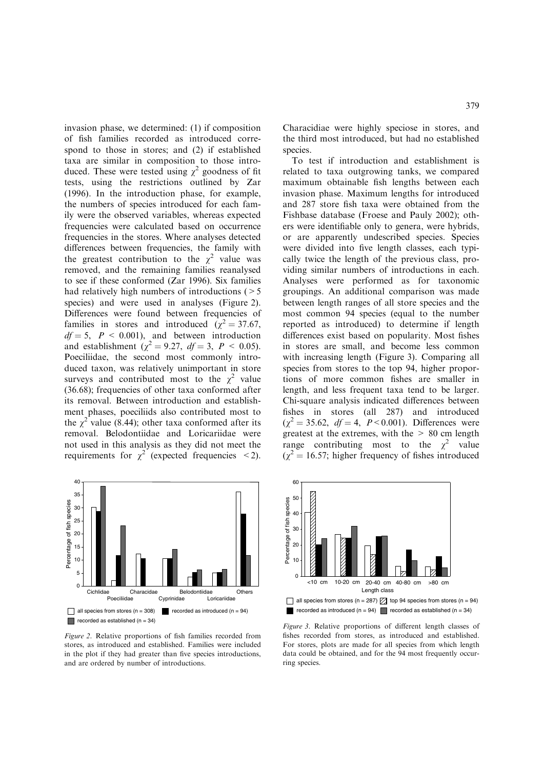invasion phase, we determined: (1) if composition of fish families recorded as introduced correspond to those in stores; and (2) if established taxa are similar in composition to those introduced. These were tested using $\chi^2$ goodness of fit tests, using the restrictions outlined by Zar (1996). In the introduction phase, for example, the numbers of species introduced for each family were the observed variables, whereas expected frequencies were calculated based on occurrence frequencies in the stores. Where analyses detected differences between frequencies, the family with the greatest contribution to the $\chi^2$ value was removed, and the remaining families reanalysed to see if these conformed (Zar 1996). Six families had relatively high numbers of introductions ( > 5 species) and were used in analyses (Figure 2). Differences were found between frequencies of families in stores and introduced ($\chi^2 = 37.67$, $df = 5$, $P < 0.001$), and between introduction and establishment ($\chi^2 = 9.27$, $df = 3$, $P < 0.05$). Poeciliidae, the second most commonly introduced taxon, was relatively unimportant in store surveys and contributed most to the $\chi^2$ value (36.68); frequencies of other taxa conformed after its removal. Between introduction and establishment phases, poeciliids also contributed most to the $\chi^2$ value (8.44); other taxa conformed after its removal. Belodontiidae and Loricariidae were not used in this analysis as they did not meet the requirements for $\chi^2$ (expected frequencies < 2). Characidiae were highly speciose in stores, and the third most introduced, but had no established species.

To test if introduction and establishment is related to taxa outgrowing tanks, we compared maximum obtainable fish lengths between each invasion phase. Maximum lengths for introduced and 287 store fish taxa were obtained from the Fishbase database (Froese and Pauly 2002); others were identifiable only to genera, were hybrids, or are apparently undescribed species. Species were divided into five length classes, each typically twice the length of the previous class, providing similar numbers of introductions in each. Analyses were performed as for taxonomic groupings. An additional comparison was made between length ranges of all store species and the most common 94 species (equal to the number reported as introduced) to determine if length differences exist based on popularity. Most fishes in stores are small, and become less common with increasing length (Figure 3). Comparing all species from stores to the top 94, higher proportions of more common fishes are smaller in length, and less frequent taxa tend to be larger. Chi-square analysis indicated differences between fishes in stores (all 287) and introduced ($\chi^2 = 35.62$, $df = 4$, $P < 0.001$). Differences were greatest at the extremes, with the > 80 cm length range contributing most to the $\chi^2$ value ($\chi^2 = 16.57$; higher frequency of fishes introduced

*Figure 2*. Relative proportions of fish families recorded from stores, as introduced and established. Families were included in the plot if they had greater than five species introductions, and are ordered by number of introductions.

*Figure 3*. Relative proportions of different length classes of fishes recorded from stores, as introduced and established. For stores, plots are made for all species from which length data could be obtained, and for the 94 most frequently occurring species.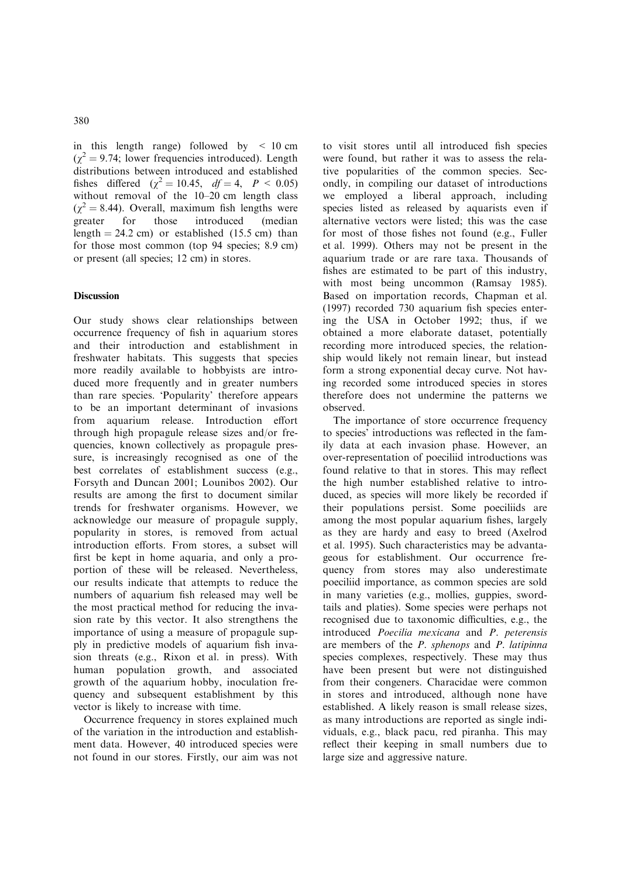in this length range) followed by < 10 cm ($\chi^2 = 9.74$; lower frequencies introduced). Length distributions between introduced and established fishes differed ($\chi^2 = 10.45$, $df = 4$, $P < 0.05$) without removal of the 10–20 cm length class ($\chi^2 = 8.44$). Overall, maximum fish lengths were greater for those introduced (median length = 24.2 cm) or established (15.5 cm) than for those most common (top 94 species; 8.9 cm) or present (all species; 12 cm) in stores.

## Discussion

Our study shows clear relationships between occurrence frequency of fish in aquarium stores and their introduction and establishment in freshwater habitats. This suggests that species more readily available to hobbyists are introduced more frequently and in greater numbers than rare species. 'Popularity' therefore appears to be an important determinant of invasions from aquarium release. Introduction effort through high propagule release sizes and/or frequencies, known collectively as propagule pressure, is increasingly recognised as one of the best correlates of establishment success (e.g., Forsyth and Duncan 2001; Lounibos 2002). Our results are among the first to document similar trends for freshwater organisms. However, we acknowledge our measure of propagule supply, popularity in stores, is removed from actual introduction efforts. From stores, a subset will first be kept in home aquaria, and only a proportion of these will be released. Nevertheless, our results indicate that attempts to reduce the numbers of aquarium fish released may well be the most practical method for reducing the invasion rate by this vector. It also strengthens the importance of using a measure of propagule supply in predictive models of aquarium fish invasion threats (e.g., Rixon et al. in press). With human population growth, and associated growth of the aquarium hobby, inoculation frequency and subsequent establishment by this vector is likely to increase with time.

Occurrence frequency in stores explained much of the variation in the introduction and establishment data. However, 40 introduced species were not found in our stores. Firstly, our aim was not to visit stores until all introduced fish species were found, but rather it was to assess the relative popularities of the common species. Secondly, in compiling our dataset of introductions we employed a liberal approach, including species listed as released by aquarists even if alternative vectors were listed; this was the case for most of those fishes not found (e.g., Fuller et al. 1999). Others may not be present in the aquarium trade or are rare taxa. Thousands of fishes are estimated to be part of this industry, with most being uncommon (Ramsay 1985). Based on importation records, Chapman et al. (1997) recorded 730 aquarium fish species entering the USA in October 1992; thus, if we obtained a more elaborate dataset, potentially recording more introduced species, the relationship would likely not remain linear, but instead form a strong exponential decay curve. Not having recorded some introduced species in stores therefore does not undermine the patterns we observed.

The importance of store occurrence frequency to species' introductions was reflected in the family data at each invasion phase. However, an over-representation of poeciliid introductions was found relative to that in stores. This may reflect the high number established relative to introduced, as species will more likely be recorded if their populations persist. Some poeciliids are among the most popular aquarium fishes, largely as they are hardy and easy to breed (Axelrod et al. 1995). Such characteristics may be advantageous for establishment. Our occurrence frequency from stores may also underestimate poeciliid importance, as common species are sold in many varieties (e.g., mollies, guppies, swordtails and platies). Some species were perhaps not recognised due to taxonomic difficulties, e.g., the introduced *Poecilia mexicana* and *P. peterensis* are members of the *P. sphenops* and *P. latipinna* species complexes, respectively. These may thus have been present but were not distinguished from their congeners. Characidae were common in stores and introduced, although none have established. A likely reason is small release sizes, as many introductions are reported as single individuals, e.g., black pacu, red piranha. This may reflect their keeping in small numbers due to large size and aggressive nature.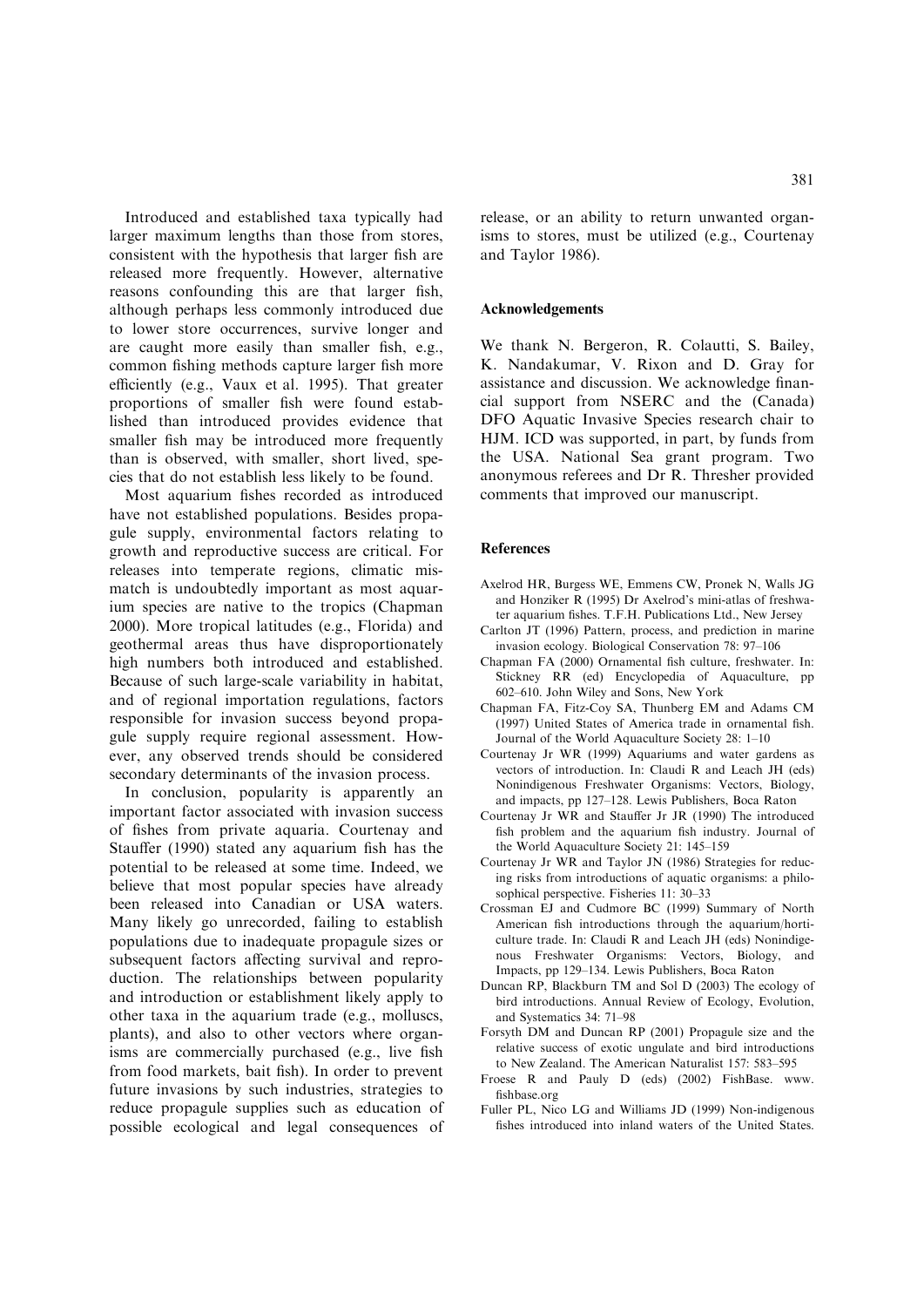Introduced and established taxa typically had larger maximum lengths than those from stores, consistent with the hypothesis that larger fish are released more frequently. However, alternative reasons confounding this are that larger fish, although perhaps less commonly introduced due to lower store occurrences, survive longer and are caught more easily than smaller fish, e.g., common fishing methods capture larger fish more efficiently (e.g., Vaux et al. 1995). That greater proportions of smaller fish were found established than introduced provides evidence that smaller fish may be introduced more frequently than is observed, with smaller, short lived, species that do not establish less likely to be found.

Most aquarium fishes recorded as introduced have not established populations. Besides propagule supply, environmental factors relating to growth and reproductive success are critical. For releases into temperate regions, climatic mismatch is undoubtedly important as most aquarium species are native to the tropics (Chapman 2000). More tropical latitudes (e.g., Florida) and geothermal areas thus have disproportionately high numbers both introduced and established. Because of such large-scale variability in habitat, and of regional importation regulations, factors responsible for invasion success beyond propagule supply require regional assessment. However, any observed trends should be considered secondary determinants of the invasion process.

In conclusion, popularity is apparently an important factor associated with invasion success of fishes from private aquaria. Courtenay and Stauffer (1990) stated any aquarium fish has the potential to be released at some time. Indeed, we believe that most popular species have already been released into Canadian or USA waters. Many likely go unrecorded, failing to establish populations due to inadequate propagule sizes or subsequent factors affecting survival and reproduction. The relationships between popularity and introduction or establishment likely apply to other taxa in the aquarium trade (e.g., molluscs, plants), and also to other vectors where organisms are commercially purchased (e.g., live fish from food markets, bait fish). In order to prevent future invasions by such industries, strategies to reduce propagule supplies such as education of possible ecological and legal consequences of release, or an ability to return unwanted organisms to stores, must be utilized (e.g., Courtenay and Taylor 1986).

## Acknowledgements

We thank N. Bergeron, R. Colautti, S. Bailey, K. Nandakumar, V. Rixon and D. Gray for assistance and discussion. We acknowledge financial support from NSERC and the (Canada) DFO Aquatic Invasive Species research chair to HJM. ICD was supported, in part, by funds from the USA. National Sea grant program. Two anonymous referees and Dr R. Thresher provided comments that improved our manuscript.

## References

Axelrod HR, Burgess WE, Emmens CW, Pronek N, Walls JG and Honziker R (1995) Dr Axelrod's mini-atlas of freshwater aquarium fishes. T.F.H. Publications Ltd., New Jersey

Carlton JT (1996) Pattern, process, and prediction in marine invasion ecology. Biological Conservation 78: 97–106

Chapman FA (2000) Ornamental fish culture, freshwater. In: Stickney RR (ed) Encyclopedia of Aquaculture, pp 602–610. John Wiley and Sons, New York

Chapman FA, Fitz-Coy SA, Thunberg EM and Adams CM (1997) United States of America trade in ornamental fish. Journal of the World Aquaculture Society 28: 1–10

Courtenay Jr WR (1999) Aquariums and water gardens as vectors of introduction. In: Claudi R and Leach JH (eds) Nonindigenous Freshwater Organisms: Vectors, Biology, and impacts, pp 127–128. Lewis Publishers, Boca Raton

Courtenay Jr WR and Stauffer Jr JR (1990) The introduced fish problem and the aquarium fish industry. Journal of the World Aquaculture Society 21: 145–159

Courtenay Jr WR and Taylor JN (1986) Strategies for reducing risks from introductions of aquatic organisms: a philosophical perspective. Fisheries 11: 30–33

Crossman EJ and Cudmore BC (1999) Summary of North American fish introductions through the aquarium/horticulture trade. In: Claudi R and Leach JH (eds) Nonindigenous Freshwater Organisms: Vectors, Biology, and Impacts, pp 129–134. Lewis Publishers, Boca Raton

Duncan RP, Blackburn TM and Sol D (2003) The ecology of bird introductions. Annual Review of Ecology, Evolution, and Systematics 34: 71–98

Forsyth DM and Duncan RP (2001) Propagule size and the relative success of exotic ungulate and bird introductions to New Zealand. The American Naturalist 157: 583–595

Froese R and Pauly D (eds) (2002) FishBase. www.fishbase.org

Fuller PL, Nico LG and Williams JD (1999) Non-indigenous fishes introduced into inland waters of the United States.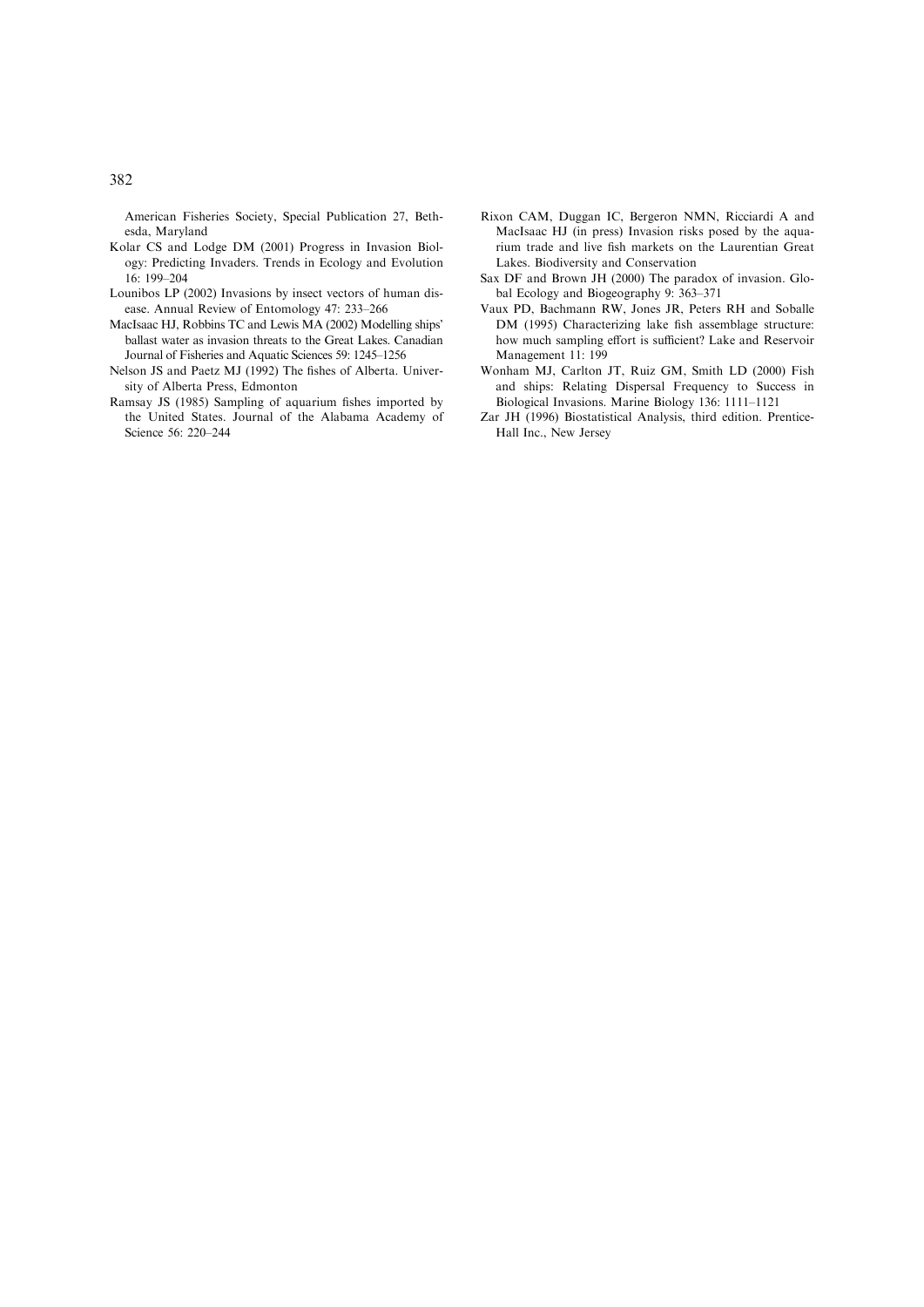American Fisheries Society, Special Publication 27, Bethesda, Maryland

Kolar CS and Lodge DM (2001) Progress in Invasion Biology: Predicting Invaders. Trends in Ecology and Evolution 16: 199–204

Lounibos LP (2002) Invasions by insect vectors of human disease. Annual Review of Entomology 47: 233–266

MacIsaac HJ, Robbins TC and Lewis MA (2002) Modelling ships' ballast water as invasion threats to the Great Lakes. Canadian Journal of Fisheries and Aquatic Sciences 59: 1245–1256

Nelson JS and Paetz MJ (1992) The fishes of Alberta. University of Alberta Press, Edmonton

Ramsay JS (1985) Sampling of aquarium fishes imported by the United States. Journal of the Alabama Academy of Science 56: 220–244

Rixon CAM, Duggan IC, Bergeron NMN, Ricciardi A and MacIsaac HJ (in press) Invasion risks posed by the aquarium trade and live fish markets on the Laurentian Great Lakes. Biodiversity and Conservation

Sax DF and Brown JH (2000) The paradox of invasion. Global Ecology and Biogeography 9: 363–371

Vaux PD, Bachmann RW, Jones JR, Peters RH and Soballe DM (1995) Characterizing lake fish assemblage structure: how much sampling effort is sufficient? Lake and Reservoir Management 11: 199

Wonham MJ, Carlton JT, Ruiz GM, Smith LD (2000) Fish and ships: Relating Dispersal Frequency to Success in Biological Invasions. Marine Biology 136: 1111–1121

Zar JH (1996) Biostatistical Analysis, third edition. Prentice-Hall Inc., New Jersey